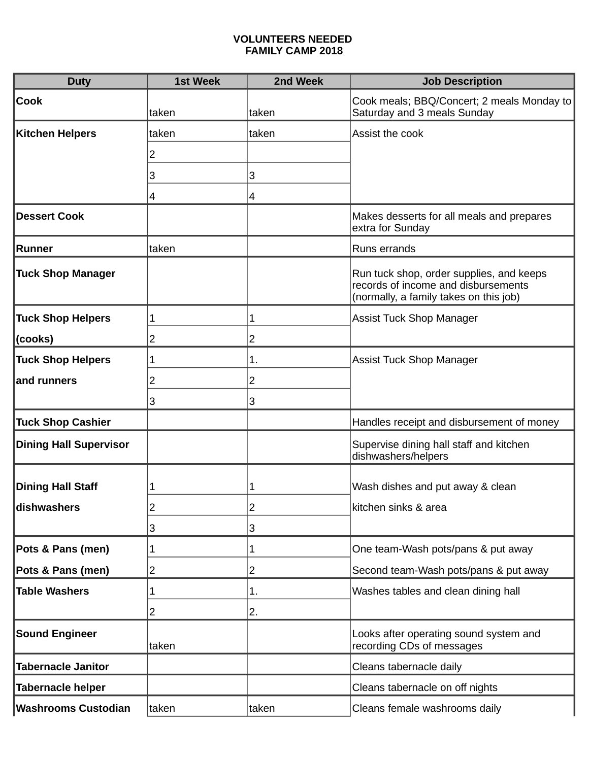**VOLUNTEERS NEEDED**
**FAMILY CAMP 2018**

| Duty | 1st Week | 2nd Week | Job Description |
|---|---|---|---|
| **Cook** | taken | taken | Cook meals; BBQ/Concert; 2 meals Monday to Saturday and 3 meals Sunday |
| **Kitchen Helpers** | taken | taken | Assist the cook |
| | 2 | | |
| | 3 | 3 | |
| | 4 | 4 | |
| **Dessert Cook** | | | Makes desserts for all meals and prepares extra for Sunday |
| **Runner** | taken | | Runs errands |
| **Tuck Shop Manager** | | | Run tuck shop, order supplies, and keeps records of income and disbursements (normally, a family takes on this job) |
| **Tuck Shop Helpers** | 1 | 1 | Assist Tuck Shop Manager |
| **(cooks)** | 2 | 2 | |
| **Tuck Shop Helpers** | 1 | 1. | Assist Tuck Shop Manager |
| **and runners** | 2 | 2 | |
| | 3 | 3 | |
| **Tuck Shop Cashier** | | | Handles receipt and disbursement of money |
| **Dining Hall Supervisor** | | | Supervise dining hall staff and kitchen dishwashers/helpers |
| **Dining Hall Staff** | 1 | 1 | Wash dishes and put away & clean |
| **dishwashers** | 2 | 2 | kitchen sinks & area |
| | 3 | 3 | |
| **Pots & Pans (men)** | 1 | 1 | One team-Wash pots/pans & put away |
| **Pots & Pans (men)** | 2 | 2 | Second team-Wash pots/pans & put away |
| **Table Washers** | 1 | 1. | Washes tables and clean dining hall |
| | 2 | 2. | |
| **Sound Engineer** | taken | | Looks after operating sound system and recording CDs of messages |
| **Tabernacle Janitor** | | | Cleans tabernacle daily |
| **Tabernacle helper** | | | Cleans tabernacle on off nights |
| **Washrooms Custodian** | taken | taken | Cleans female washrooms daily |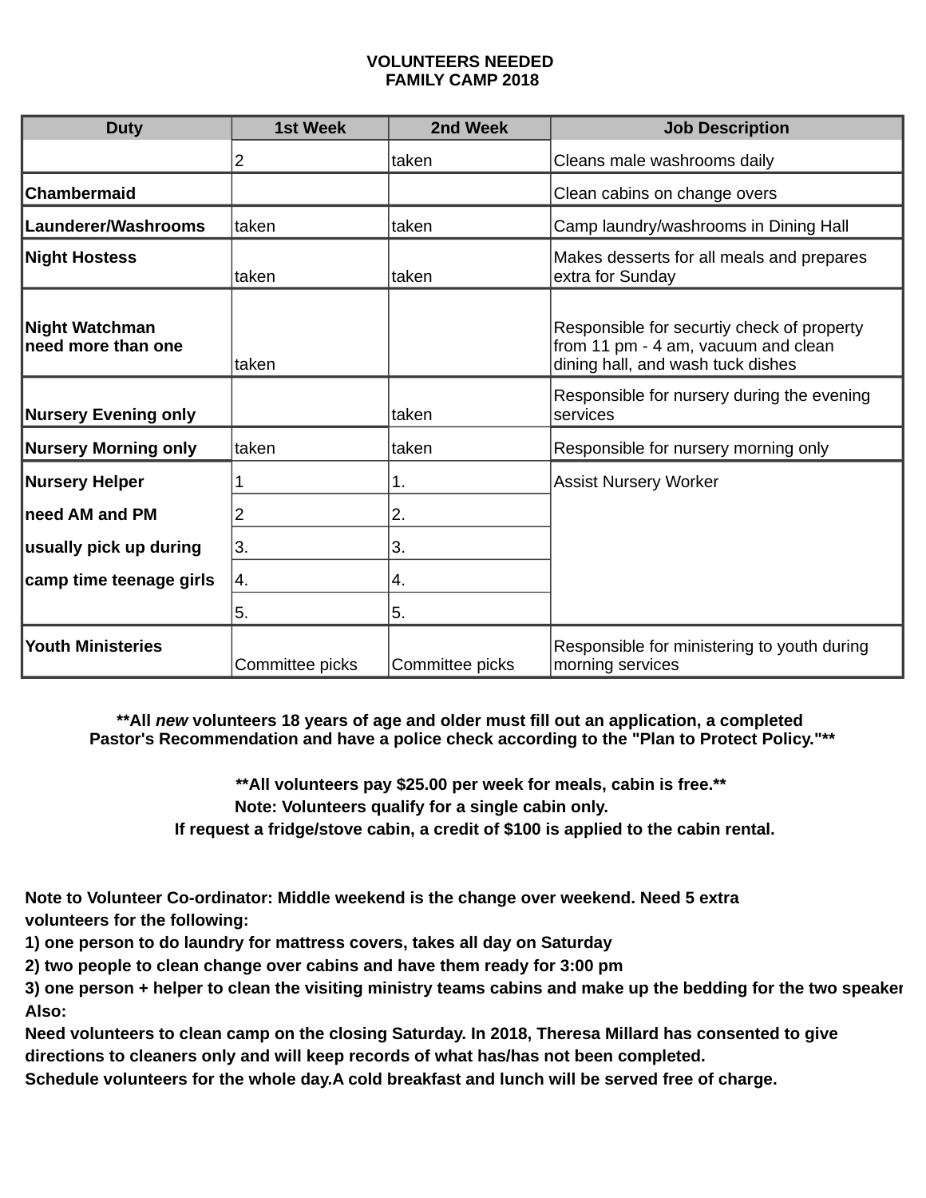**VOLUNTEERS NEEDED**
**FAMILY CAMP 2018**

| Duty | 1st Week | 2nd Week | Job Description |
|---|---|---|---|
| | 2 | taken | Cleans male washrooms daily |
| **Chambermaid** | | | Clean cabins on change overs |
| **Launderer/Washrooms** | taken | taken | Camp laundry/washrooms in Dining Hall |
| **Night Hostess** | taken | taken | Makes desserts for all meals and prepares extra for Sunday |
| **Night Watchman need more than one** | taken | | Responsible for securtiy check of property from 11 pm - 4 am, vacuum and clean dining hall, and wash tuck dishes |
| **Nursery Evening only** | | taken | Responsible for nursery during the evening services |
| **Nursery Morning only** | taken | taken | Responsible for nursery morning only |
| **Nursery Helper** | 1 | 1. | Assist Nursery Worker |
| **need AM and PM** | 2 | 2. | |
| **usually pick up during** | 3. | 3. | |
| **camp time teenage girls** | 4. | 4. | |
| | 5. | 5. | |
| **Youth Ministeries** | Committee picks | Committee picks | Responsible for ministering to youth during morning services |

**\*\*All *new* volunteers 18 years of age and older must fill out an application, a completed Pastor's Recommendation and have a police check according to the "Plan to Protect Policy."\*\***

**\*\*All volunteers pay $25.00 per week for meals, cabin is free.\*\***
**Note: Volunteers qualify for a single cabin only.**
**If request a fridge/stove cabin, a credit of $100 is applied to the cabin rental.**

**Note to Volunteer Co-ordinator: Middle weekend is the change over weekend. Need 5 extra volunteers for the following:**
**1) one person to do laundry for mattress covers, takes all day on Saturday**
**2) two people to clean change over cabins and have them ready for 3:00 pm**
**3) one person + helper to clean the visiting ministry teams cabins and make up the bedding for the two speaker**
**Also:**
**Need volunteers to clean camp on the closing Saturday. In 2018, Theresa Millard has consented to give directions to cleaners only and will keep records of what has/has not been completed.**
**Schedule volunteers for the whole day.A cold breakfast and lunch will be served free of charge.**